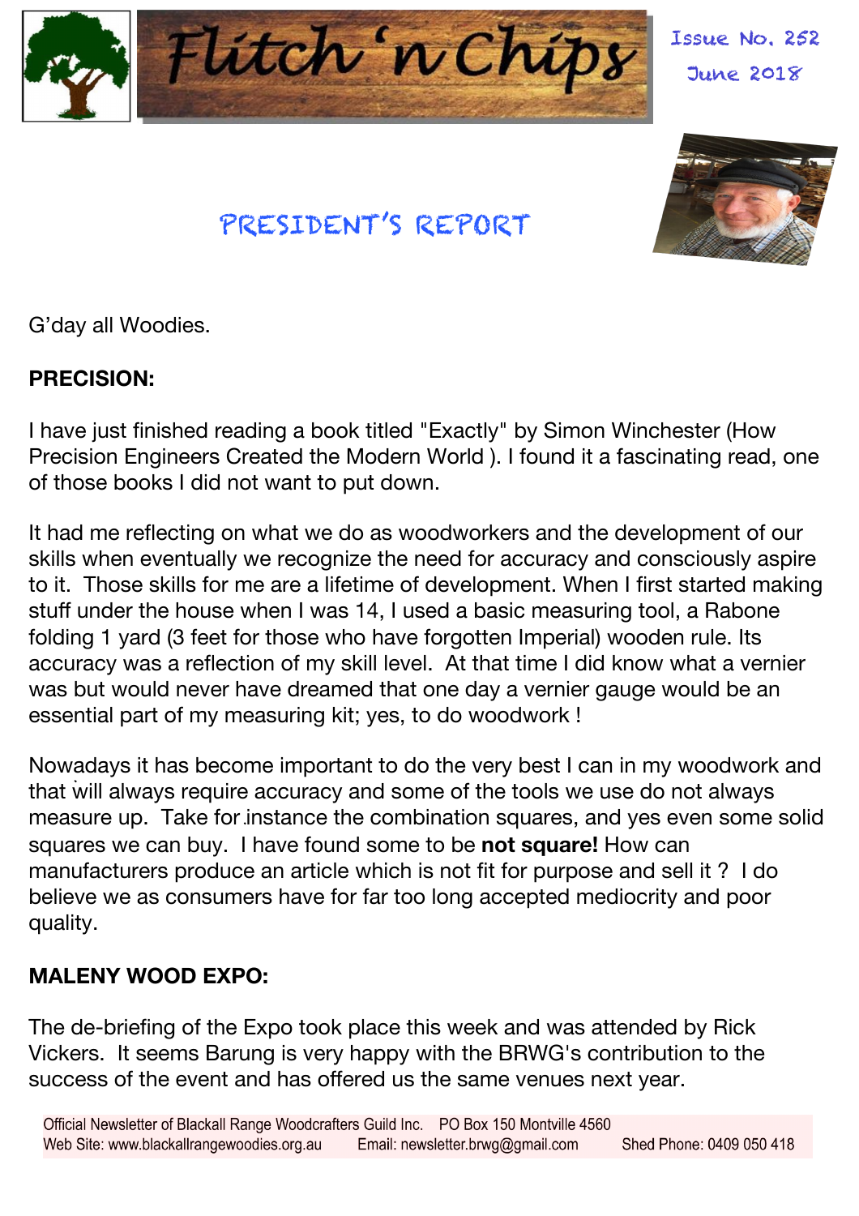# Flitch 'n Chips

Issue No. 252
June 2018

## PRESIDENT'S REPORT

G'day all Woodies.

**PRECISION:**

I have just finished reading a book titled "Exactly" by Simon Winchester (How Precision Engineers Created the Modern World ). I found it a fascinating read, one of those books I did not want to put down.

It had me reflecting on what we do as woodworkers and the development of our skills when eventually we recognize the need for accuracy and consciously aspire to it. Those skills for me are a lifetime of development. When I first started making stuff under the house when I was 14, I used a basic measuring tool, a Rabone folding 1 yard (3 feet for those who have forgotten Imperial) wooden rule. Its accuracy was a reflection of my skill level. At that time I did know what a vernier was but would never have dreamed that one day a vernier gauge would be an essential part of my measuring kit; yes, to do woodwork !

Nowadays it has become important to do the very best I can in my woodwork and that will always require accuracy and some of the tools we use do not always measure up. Take for instance the combination squares, and yes even some solid squares we can buy. I have found some to be **not square!** How can manufacturers produce an article which is not fit for purpose and sell it ? I do believe we as consumers have for far too long accepted mediocrity and poor quality.

**MALENY WOOD EXPO:**

The de-briefing of the Expo took place this week and was attended by Rick Vickers. It seems Barung is very happy with the BRWG's contribution to the success of the event and has offered us the same venues next year.

Official Newsletter of Blackall Range Woodcrafters Guild Inc. PO Box 150 Montville 4560
Web Site: www.blackallrangewoodies.org.au Email: newsletter.brwg@gmail.com Shed Phone: 0409 050 418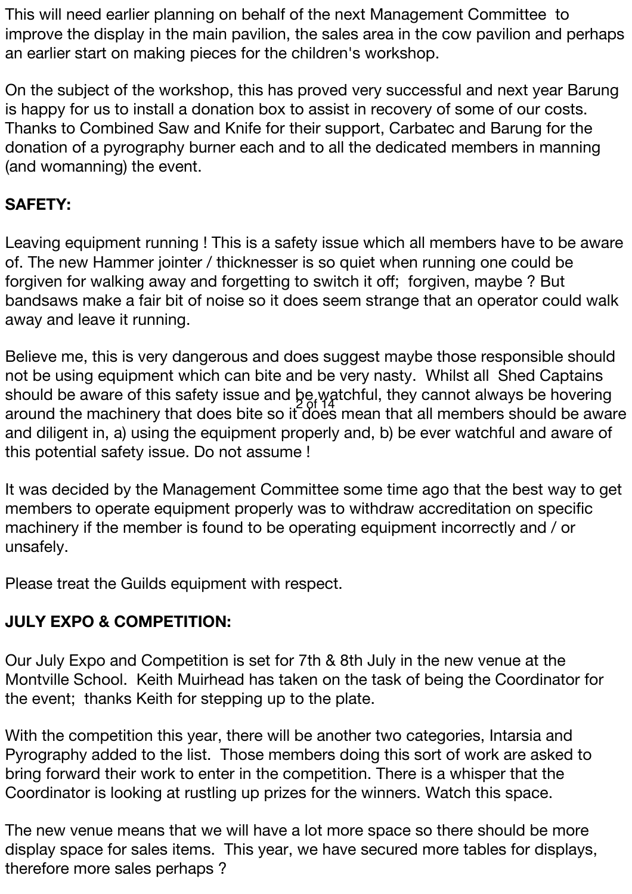This will need earlier planning on behalf of the next Management Committee to improve the display in the main pavilion, the sales area in the cow pavilion and perhaps an earlier start on making pieces for the children's workshop.

On the subject of the workshop, this has proved very successful and next year Barung is happy for us to install a donation box to assist in recovery of some of our costs. Thanks to Combined Saw and Knife for their support, Carbatec and Barung for the donation of a pyrography burner each and to all the dedicated members in manning (and womanning) the event.

**SAFETY:**

Leaving equipment running ! This is a safety issue which all members have to be aware of. The new Hammer jointer / thicknesser is so quiet when running one could be forgiven for walking away and forgetting to switch it off; forgiven, maybe ? But bandsaws make a fair bit of noise so it does seem strange that an operator could walk away and leave it running.

Believe me, this is very dangerous and does suggest maybe those responsible should not be using equipment which can bite and be very nasty. Whilst all Shed Captains should be aware of this safety issue and be watchful, they cannot always be hovering around the machinery that does bite so it does mean that all members should be aware and diligent in, a) using the equipment properly and, b) be ever watchful and aware of this potential safety issue. Do not assume !

It was decided by the Management Committee some time ago that the best way to get members to operate equipment properly was to withdraw accreditation on specific machinery if the member is found to be operating equipment incorrectly and / or unsafely.

Please treat the Guilds equipment with respect.

**JULY EXPO & COMPETITION:**

Our July Expo and Competition is set for 7th & 8th July in the new venue at the Montville School. Keith Muirhead has taken on the task of being the Coordinator for the event; thanks Keith for stepping up to the plate.

With the competition this year, there will be another two categories, Intarsia and Pyrography added to the list. Those members doing this sort of work are asked to bring forward their work to enter in the competition. There is a whisper that the Coordinator is looking at rustling up prizes for the winners. Watch this space.

The new venue means that we will have a lot more space so there should be more display space for sales items. This year, we have secured more tables for displays, therefore more sales perhaps ?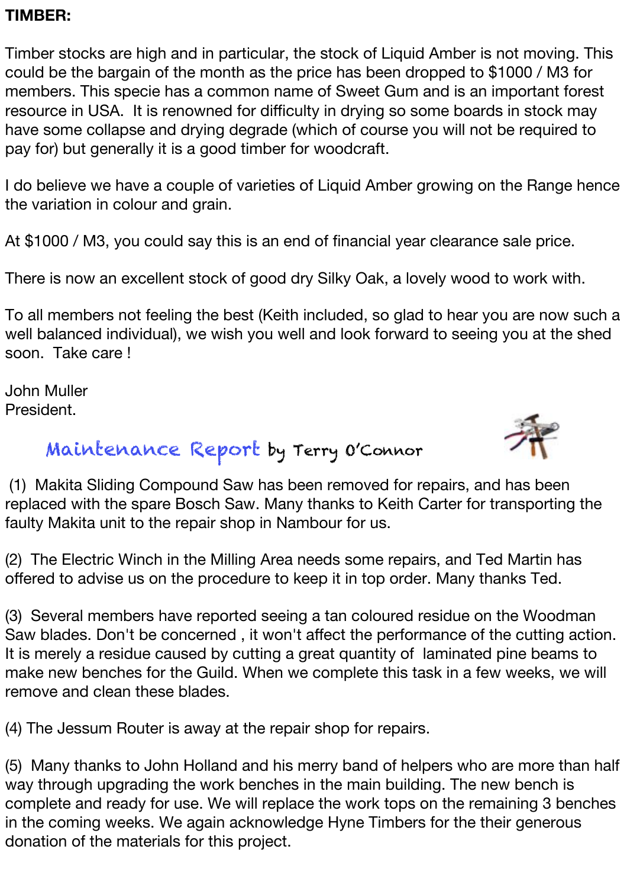**TIMBER:**

Timber stocks are high and in particular, the stock of Liquid Amber is not moving. This could be the bargain of the month as the price has been dropped to $1000 / M3 for members. This specie has a common name of Sweet Gum and is an important forest resource in USA. It is renowned for difficulty in drying so some boards in stock may have some collapse and drying degrade (which of course you will not be required to pay for) but generally it is a good timber for woodcraft.

I do believe we have a couple of varieties of Liquid Amber growing on the Range hence the variation in colour and grain.

At $1000 / M3, you could say this is an end of financial year clearance sale price.

There is now an excellent stock of good dry Silky Oak, a lovely wood to work with.

To all members not feeling the best (Keith included, so glad to hear you are now such a well balanced individual), we wish you well and look forward to seeing you at the shed soon. Take care !

John Muller
President.

## Maintenance Report by Terry O'Connor

(1) Makita Sliding Compound Saw has been removed for repairs, and has been replaced with the spare Bosch Saw. Many thanks to Keith Carter for transporting the faulty Makita unit to the repair shop in Nambour for us.

(2) The Electric Winch in the Milling Area needs some repairs, and Ted Martin has offered to advise us on the procedure to keep it in top order. Many thanks Ted.

(3) Several members have reported seeing a tan coloured residue on the Woodman Saw blades. Don't be concerned , it won't affect the performance of the cutting action. It is merely a residue caused by cutting a great quantity of laminated pine beams to make new benches for the Guild. When we complete this task in a few weeks, we will remove and clean these blades.

(4) The Jessum Router is away at the repair shop for repairs.

(5) Many thanks to John Holland and his merry band of helpers who are more than half way through upgrading the work benches in the main building. The new bench is complete and ready for use. We will replace the work tops on the remaining 3 benches in the coming weeks. We again acknowledge Hyne Timbers for the their generous donation of the materials for this project.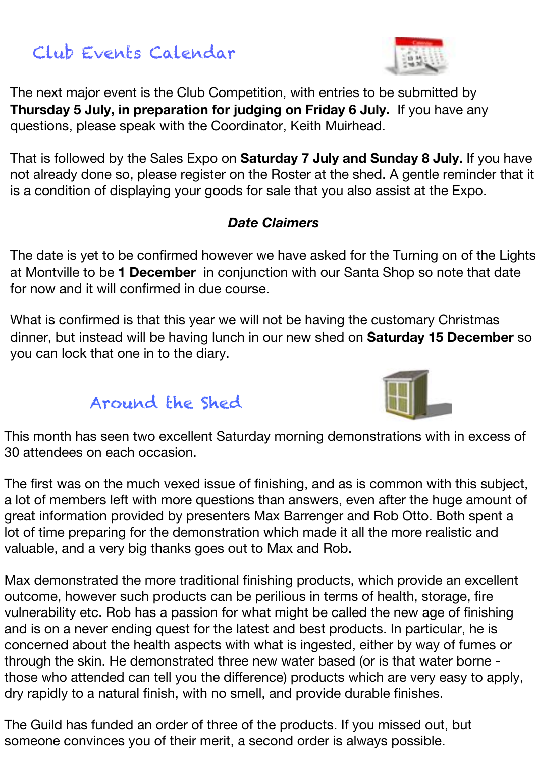## Club Events Calendar

The next major event is the Club Competition, with entries to be submitted by **Thursday 5 July, in preparation for judging on Friday 6 July.** If you have any questions, please speak with the Coordinator, Keith Muirhead.

That is followed by the Sales Expo on **Saturday 7 July and Sunday 8 July.** If you have not already done so, please register on the Roster at the shed. A gentle reminder that it is a condition of displaying your goods for sale that you also assist at the Expo.

***Date Claimers***

The date is yet to be confirmed however we have asked for the Turning on of the Lights at Montville to be **1 December** in conjunction with our Santa Shop so note that date for now and it will confirmed in due course.

What is confirmed is that this year we will not be having the customary Christmas dinner, but instead will be having lunch in our new shed on **Saturday 15 December** so you can lock that one in to the diary.

## Around the Shed

This month has seen two excellent Saturday morning demonstrations with in excess of 30 attendees on each occasion.

The first was on the much vexed issue of finishing, and as is common with this subject, a lot of members left with more questions than answers, even after the huge amount of great information provided by presenters Max Barrenger and Rob Otto. Both spent a lot of time preparing for the demonstration which made it all the more realistic and valuable, and a very big thanks goes out to Max and Rob.

Max demonstrated the more traditional finishing products, which provide an excellent outcome, however such products can be perilious in terms of health, storage, fire vulnerability etc. Rob has a passion for what might be called the new age of finishing and is on a never ending quest for the latest and best products. In particular, he is concerned about the health aspects with what is ingested, either by way of fumes or through the skin. He demonstrated three new water based (or is that water borne - those who attended can tell you the difference) products which are very easy to apply, dry rapidly to a natural finish, with no smell, and provide durable finishes.

The Guild has funded an order of three of the products. If you missed out, but someone convinces you of their merit, a second order is always possible.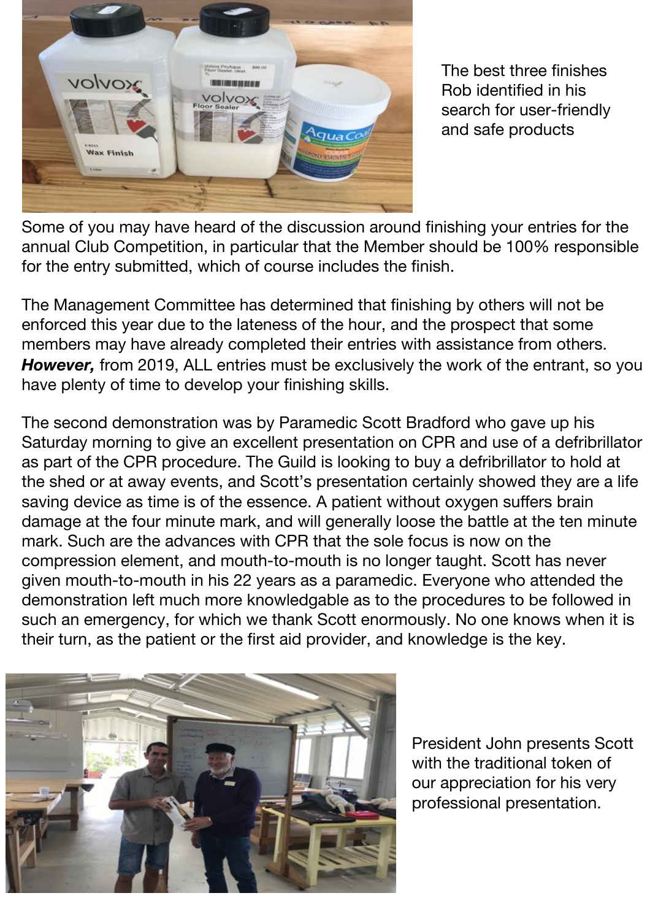The best three finishes Rob identified in his search for user-friendly and safe products

Some of you may have heard of the discussion around finishing your entries for the annual Club Competition, in particular that the Member should be 100% responsible for the entry submitted, which of course includes the finish.

The Management Committee has determined that finishing by others will not be enforced this year due to the lateness of the hour, and the prospect that some members may have already completed their entries with assistance from others. ***However,*** from 2019, ALL entries must be exclusively the work of the entrant, so you have plenty of time to develop your finishing skills.

The second demonstration was by Paramedic Scott Bradford who gave up his Saturday morning to give an excellent presentation on CPR and use of a defribrillator as part of the CPR procedure. The Guild is looking to buy a defribrillator to hold at the shed or at away events, and Scott's presentation certainly showed they are a life saving device as time is of the essence. A patient without oxygen suffers brain damage at the four minute mark, and will generally loose the battle at the ten minute mark. Such are the advances with CPR that the sole focus is now on the compression element, and mouth-to-mouth is no longer taught. Scott has never given mouth-to-mouth in his 22 years as a paramedic. Everyone who attended the demonstration left much more knowledgable as to the procedures to be followed in such an emergency, for which we thank Scott enormously. No one knows when it is their turn, as the patient or the first aid provider, and knowledge is the key.

President John presents Scott with the traditional token of our appreciation for his very professional presentation.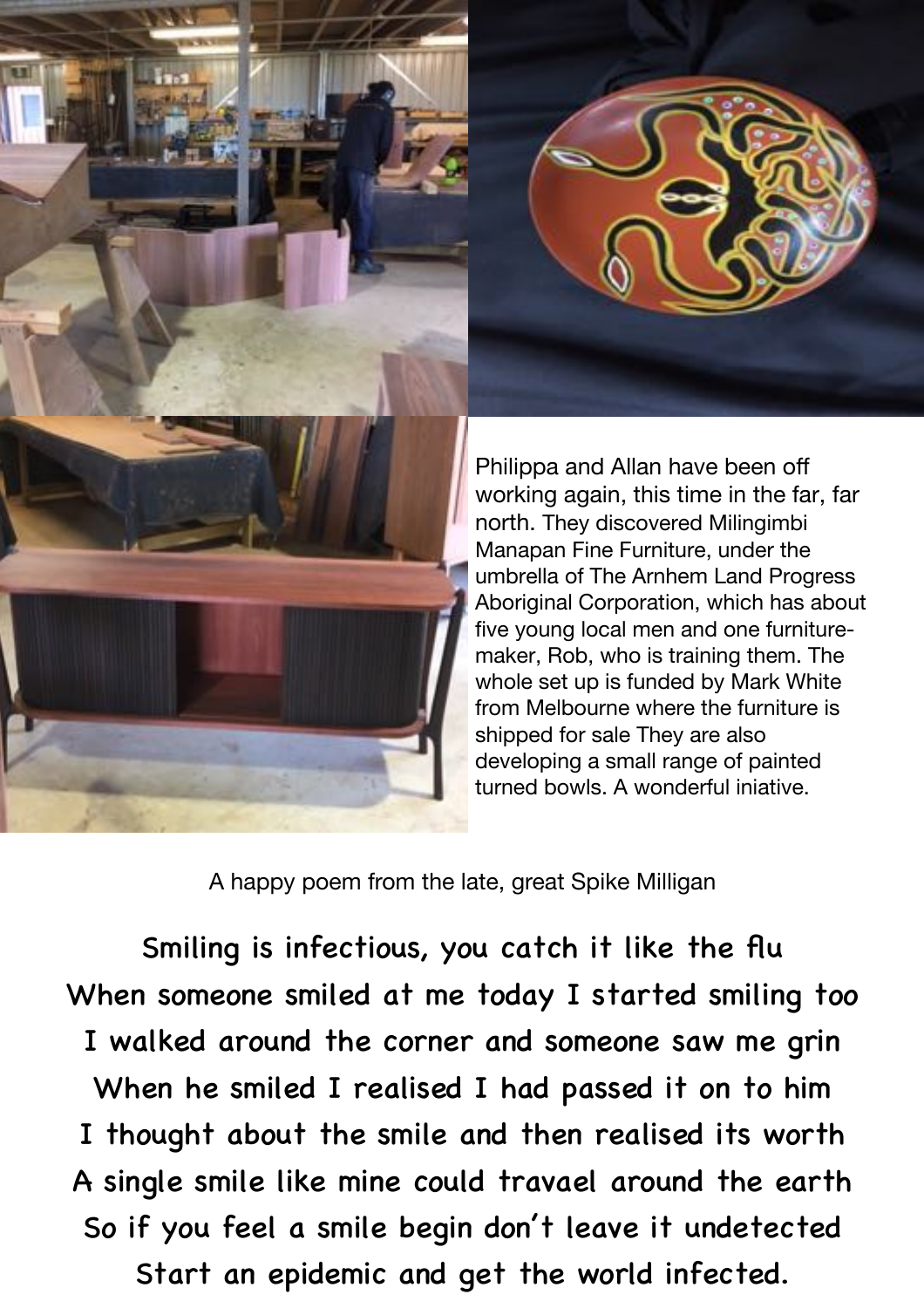Philippa and Allan have been off working again, this time in the far, far north. They discovered Milingimbi Manapan Fine Furniture, under the umbrella of The Arnhem Land Progress Aboriginal Corporation, which has about five young local men and one furniture-maker, Rob, who is training them. The whole set up is funded by Mark White from Melbourne where the furniture is shipped for sale They are also developing a small range of painted turned bowls. A wonderful iniative.

A happy poem from the late, great Spike Milligan

Smiling is infectious, you catch it like the flu  
When someone smiled at me today I started smiling too  
I walked around the corner and someone saw me grin  
When he smiled I realised I had passed it on to him  
I thought about the smile and then realised its worth  
A single smile like mine could travael around the earth  
So if you feel a smile begin don't leave it undetected  
Start an epidemic and get the world infected.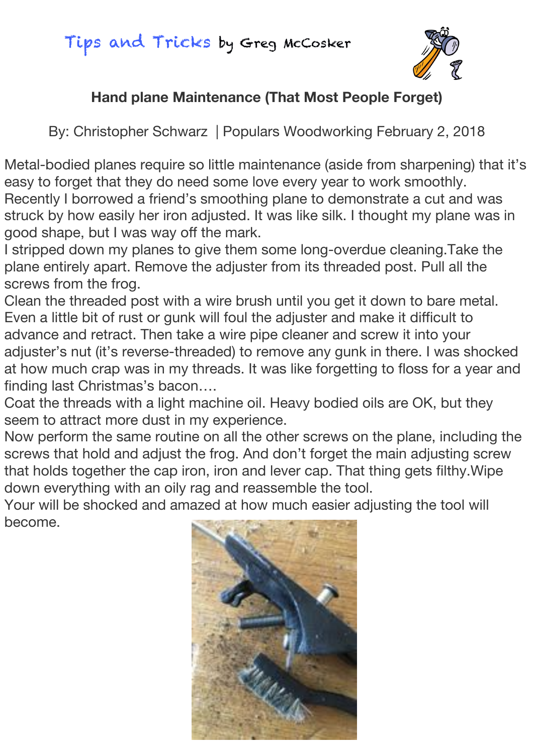# Tips and Tricks by Greg McCosker

## Hand plane Maintenance (That Most People Forget)

By: Christopher Schwarz | Populars Woodworking February 2, 2018

Metal-bodied planes require so little maintenance (aside from sharpening) that it's easy to forget that they do need some love every year to work smoothly. Recently I borrowed a friend's smoothing plane to demonstrate a cut and was struck by how easily her iron adjusted. It was like silk. I thought my plane was in good shape, but I was way off the mark.

I stripped down my planes to give them some long-overdue cleaning.Take the plane entirely apart. Remove the adjuster from its threaded post. Pull all the screws from the frog.

Clean the threaded post with a wire brush until you get it down to bare metal. Even a little bit of rust or gunk will foul the adjuster and make it difficult to advance and retract. Then take a wire pipe cleaner and screw it into your adjuster's nut (it's reverse-threaded) to remove any gunk in there. I was shocked at how much crap was in my threads. It was like forgetting to floss for a year and finding last Christmas's bacon….

Coat the threads with a light machine oil. Heavy bodied oils are OK, but they seem to attract more dust in my experience.

Now perform the same routine on all the other screws on the plane, including the screws that hold and adjust the frog. And don't forget the main adjusting screw that holds together the cap iron, iron and lever cap. That thing gets filthy.Wipe down everything with an oily rag and reassemble the tool.

Your will be shocked and amazed at how much easier adjusting the tool will become.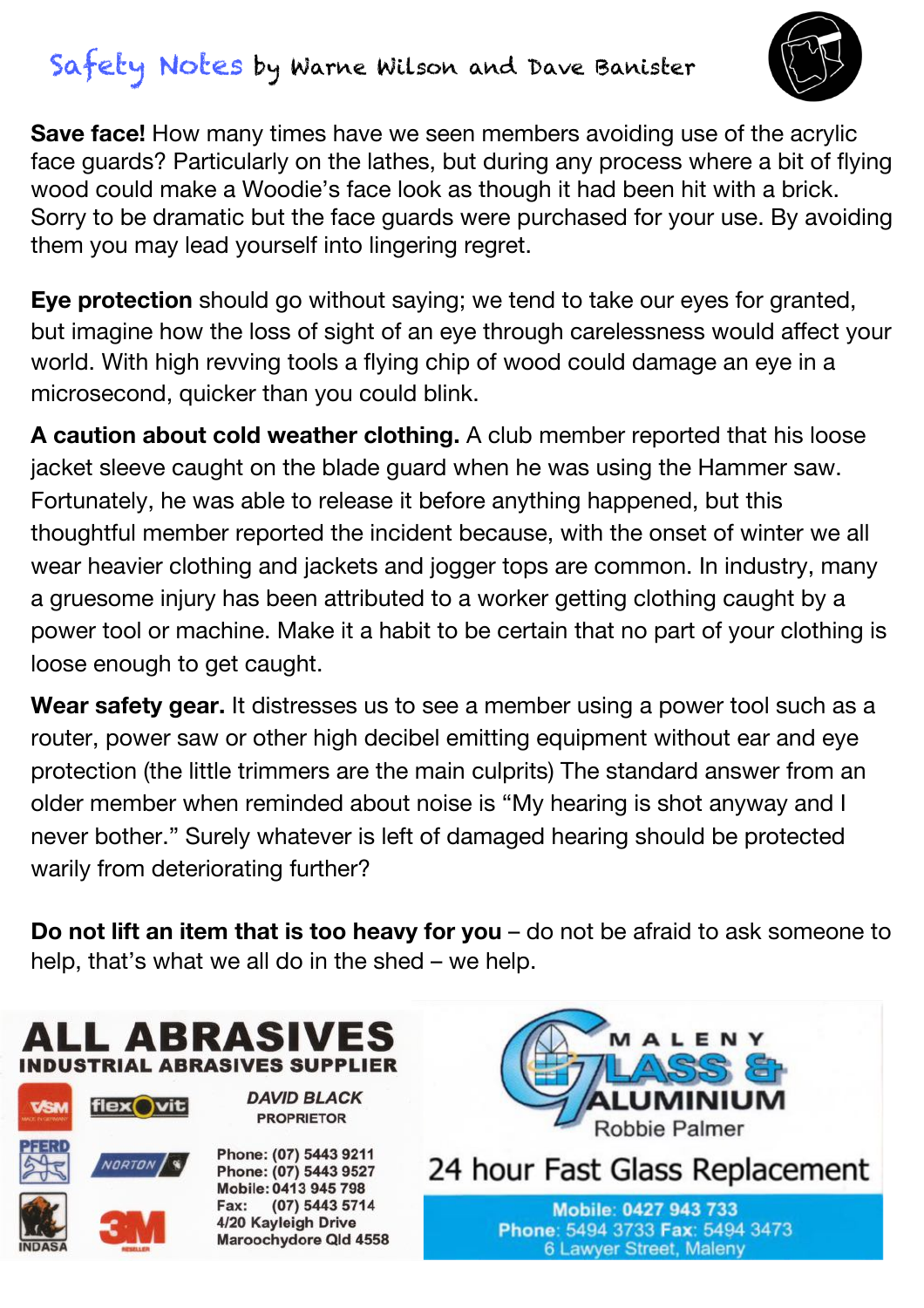## Safety Notes by Warne Wilson and Dave Banister

**Save face!** How many times have we seen members avoiding use of the acrylic face guards? Particularly on the lathes, but during any process where a bit of flying wood could make a Woodie's face look as though it had been hit with a brick. Sorry to be dramatic but the face guards were purchased for your use. By avoiding them you may lead yourself into lingering regret.

**Eye protection** should go without saying; we tend to take our eyes for granted, but imagine how the loss of sight of an eye through carelessness would affect your world. With high revving tools a flying chip of wood could damage an eye in a microsecond, quicker than you could blink.

**A caution about cold weather clothing.** A club member reported that his loose jacket sleeve caught on the blade guard when he was using the Hammer saw. Fortunately, he was able to release it before anything happened, but this thoughtful member reported the incident because, with the onset of winter we all wear heavier clothing and jackets and jogger tops are common. In industry, many a gruesome injury has been attributed to a worker getting clothing caught by a power tool or machine. Make it a habit to be certain that no part of your clothing is loose enough to get caught.

**Wear safety gear.** It distresses us to see a member using a power tool such as a router, power saw or other high decibel emitting equipment without ear and eye protection (the little trimmers are the main culprits) The standard answer from an older member when reminded about noise is "My hearing is shot anyway and I never bother." Surely whatever is left of damaged hearing should be protected warily from deteriorating further?

**Do not lift an item that is too heavy for you** – do not be afraid to ask someone to help, that's what we all do in the shed – we help.

**ALL ABRASIVES**
**INDUSTRIAL ABRASIVES SUPPLIER**

VSM · flexovit · PFERD · NORTON · INDASA · 3M

*DAVID BLACK*
PROPRIETOR

Phone: (07) 5443 9211
Phone: (07) 5443 9527
Mobile: 0413 945 798
Fax: (07) 5443 5714
4/20 Kayleigh Drive
Maroochydore Qld 4558

**MALENY GLASS & ALUMINIUM**
Robbie Palmer

24 hour Fast Glass Replacement

Mobile: 0427 943 733
Phone: 5494 3733 Fax: 5494 3473
6 Lawyer Street, Maleny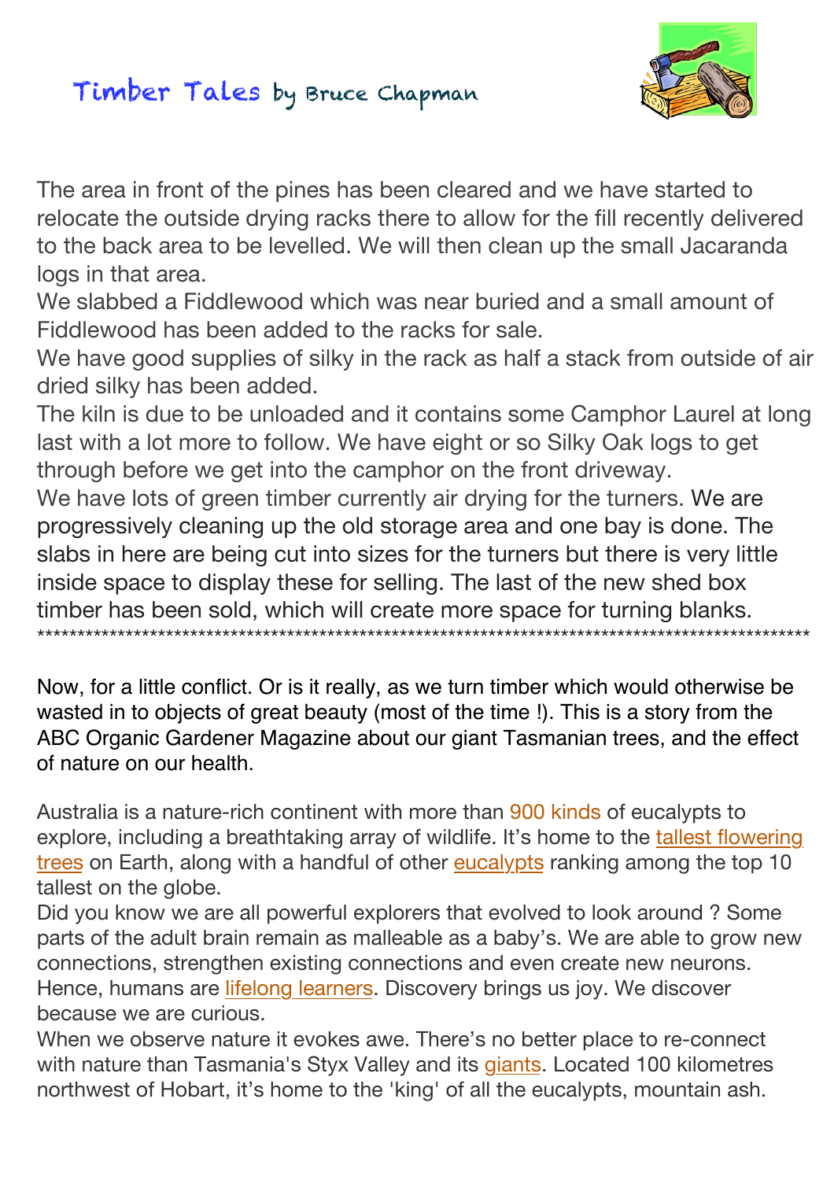# Timber Tales by Bruce Chapman

The area in front of the pines has been cleared and we have started to relocate the outside drying racks there to allow for the fill recently delivered to the back area to be levelled. We will then clean up the small Jacaranda logs in that area.

We slabbed a Fiddlewood which was near buried and a small amount of Fiddlewood has been added to the racks for sale.

We have good supplies of silky in the rack as half a stack from outside of air dried silky has been added.

The kiln is due to be unloaded and it contains some Camphor Laurel at long last with a lot more to follow. We have eight or so Silky Oak logs to get through before we get into the camphor on the front driveway.

We have lots of green timber currently air drying for the turners. We are progressively cleaning up the old storage area and one bay is done. The slabs in here are being cut into sizes for the turners but there is very little inside space to display these for selling. The last of the new shed box timber has been sold, which will create more space for turning blanks.

***************************************************************************************************

Now, for a little conflict. Or is it really, as we turn timber which would otherwise be wasted in to objects of great beauty (most of the time !). This is a story from the ABC Organic Gardener Magazine about our giant Tasmanian trees, and the effect of nature on our health.

Australia is a nature-rich continent with more than 900 kinds of eucalypts to explore, including a breathtaking array of wildlife. It's home to the tallest flowering trees on Earth, along with a handful of other eucalypts ranking among the top 10 tallest on the globe.

Did you know we are all powerful explorers that evolved to look around ? Some parts of the adult brain remain as malleable as a baby's. We are able to grow new connections, strengthen existing connections and even create new neurons. Hence, humans are lifelong learners. Discovery brings us joy. We discover because we are curious.

When we observe nature it evokes awe. There's no better place to re-connect with nature than Tasmania's Styx Valley and its giants. Located 100 kilometres northwest of Hobart, it's home to the 'king' of all the eucalypts, mountain ash.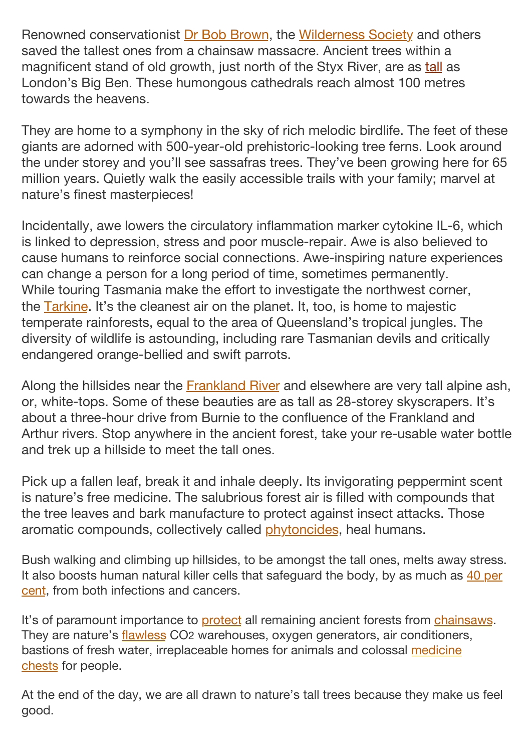Renowned conservationist Dr Bob Brown, the Wilderness Society and others saved the tallest ones from a chainsaw massacre. Ancient trees within a magnificent stand of old growth, just north of the Styx River, are as tall as London's Big Ben. These humongous cathedrals reach almost 100 metres towards the heavens.

They are home to a symphony in the sky of rich melodic birdlife. The feet of these giants are adorned with 500-year-old prehistoric-looking tree ferns. Look around the under storey and you'll see sassafras trees. They've been growing here for 65 million years. Quietly walk the easily accessible trails with your family; marvel at nature's finest masterpieces!

Incidentally, awe lowers the circulatory inflammation marker cytokine IL-6, which is linked to depression, stress and poor muscle-repair. Awe is also believed to cause humans to reinforce social connections. Awe-inspiring nature experiences can change a person for a long period of time, sometimes permanently. While touring Tasmania make the effort to investigate the northwest corner, the Tarkine. It's the cleanest air on the planet. It, too, is home to majestic temperate rainforests, equal to the area of Queensland's tropical jungles. The diversity of wildlife is astounding, including rare Tasmanian devils and critically endangered orange-bellied and swift parrots.

Along the hillsides near the Frankland River and elsewhere are very tall alpine ash, or, white-tops. Some of these beauties are as tall as 28-storey skyscrapers. It's about a three-hour drive from Burnie to the confluence of the Frankland and Arthur rivers. Stop anywhere in the ancient forest, take your re-usable water bottle and trek up a hillside to meet the tall ones.

Pick up a fallen leaf, break it and inhale deeply. Its invigorating peppermint scent is nature's free medicine. The salubrious forest air is filled with compounds that the tree leaves and bark manufacture to protect against insect attacks. Those aromatic compounds, collectively called phytoncides, heal humans.

Bush walking and climbing up hillsides, to be amongst the tall ones, melts away stress. It also boosts human natural killer cells that safeguard the body, by as much as 40 per cent, from both infections and cancers.

It's of paramount importance to protect all remaining ancient forests from chainsaws. They are nature's flawless $CO_2$ warehouses, oxygen generators, air conditioners, bastions of fresh water, irreplaceable homes for animals and colossal medicine chests for people.

At the end of the day, we are all drawn to nature's tall trees because they make us feel good.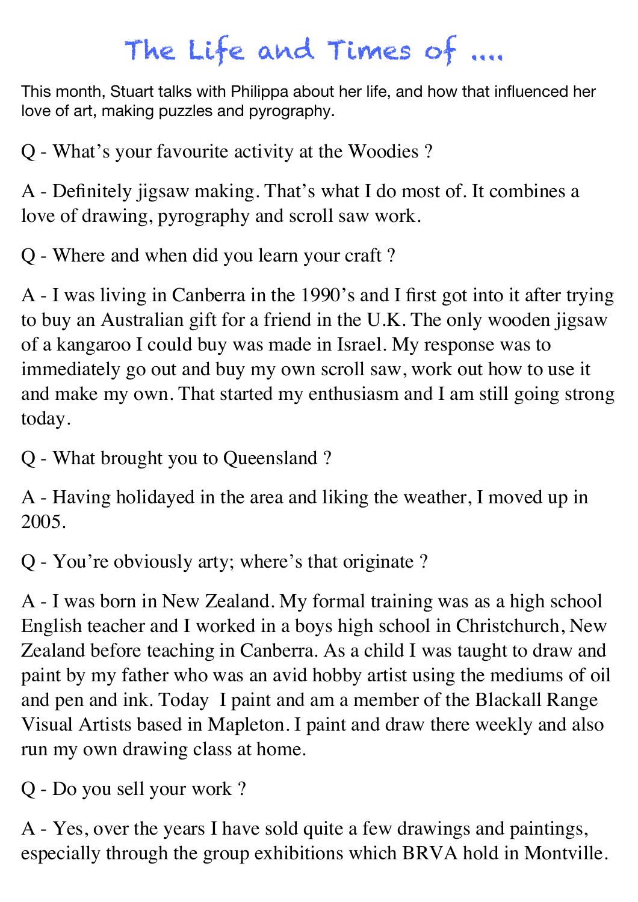# The Life and Times of ....

This month, Stuart talks with Philippa about her life, and how that influenced her love of art, making puzzles and pyrography.

Q - What's your favourite activity at the Woodies ?

A - Definitely jigsaw making. That's what I do most of. It combines a love of drawing, pyrography and scroll saw work.

Q - Where and when did you learn your craft ?

A - I was living in Canberra in the 1990's and I first got into it after trying to buy an Australian gift for a friend in the U.K. The only wooden jigsaw of a kangaroo I could buy was made in Israel. My response was to immediately go out and buy my own scroll saw, work out how to use it and make my own. That started my enthusiasm and I am still going strong today.

Q - What brought you to Queensland ?

A - Having holidayed in the area and liking the weather, I moved up in 2005.

Q - You're obviously arty; where's that originate ?

A - I was born in New Zealand. My formal training was as a high school English teacher and I worked in a boys high school in Christchurch, New Zealand before teaching in Canberra. As a child I was taught to draw and paint by my father who was an avid hobby artist using the mediums of oil and pen and ink. Today I paint and am a member of the Blackall Range Visual Artists based in Mapleton. I paint and draw there weekly and also run my own drawing class at home.

Q - Do you sell your work ?

A - Yes, over the years I have sold quite a few drawings and paintings, especially through the group exhibitions which BRVA hold in Montville.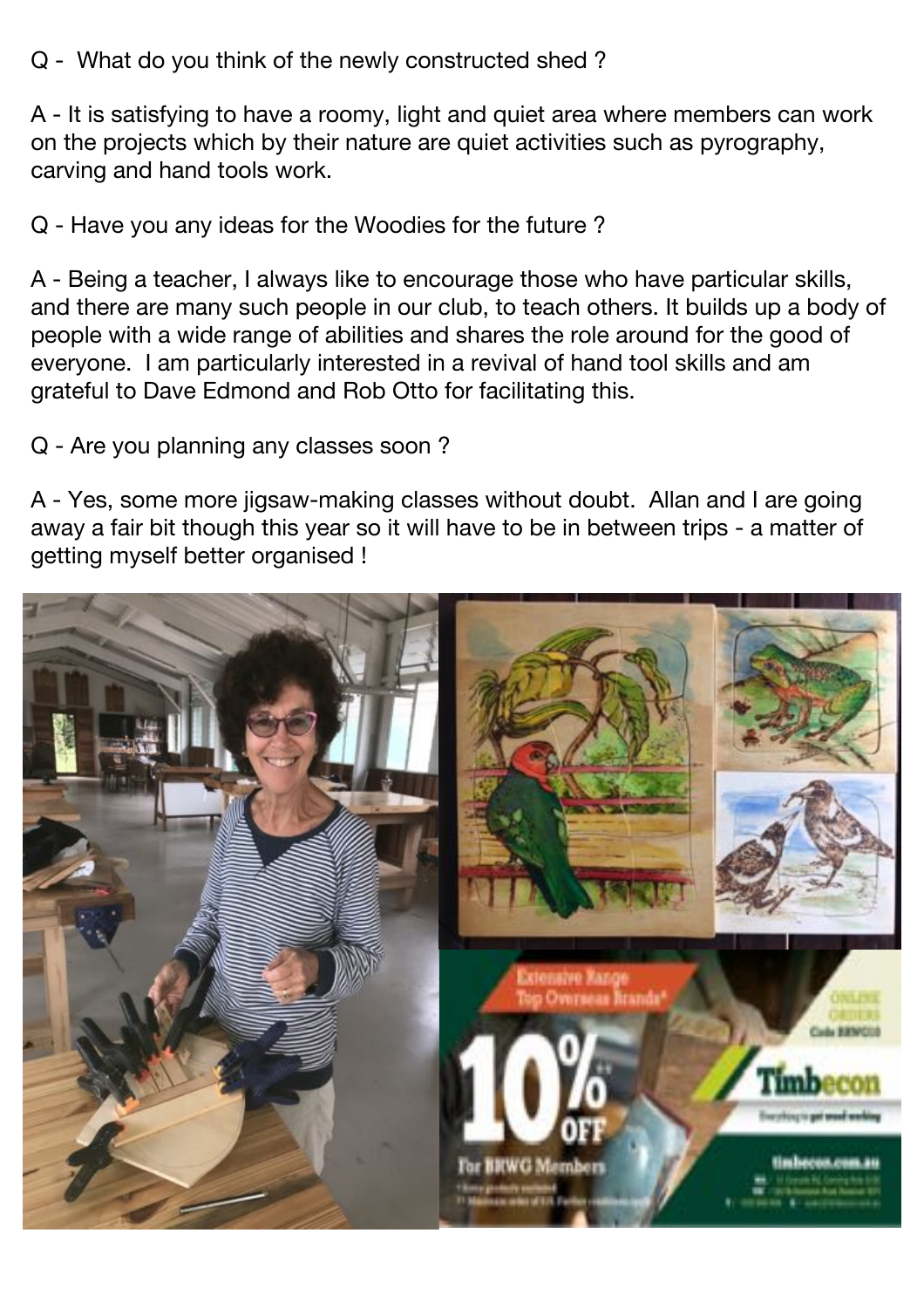Q - What do you think of the newly constructed shed ?

A - It is satisfying to have a roomy, light and quiet area where members can work on the projects which by their nature are quiet activities such as pyrography, carving and hand tools work.

Q - Have you any ideas for the Woodies for the future ?

A - Being a teacher, I always like to encourage those who have particular skills, and there are many such people in our club, to teach others. It builds up a body of people with a wide range of abilities and shares the role around for the good of everyone. I am particularly interested in a revival of hand tool skills and am grateful to Dave Edmond and Rob Otto for facilitating this.

Q - Are you planning any classes soon ?

A - Yes, some more jigsaw-making classes without doubt. Allan and I are going away a fair bit though this year so it will have to be in between trips - a matter of getting myself better organised !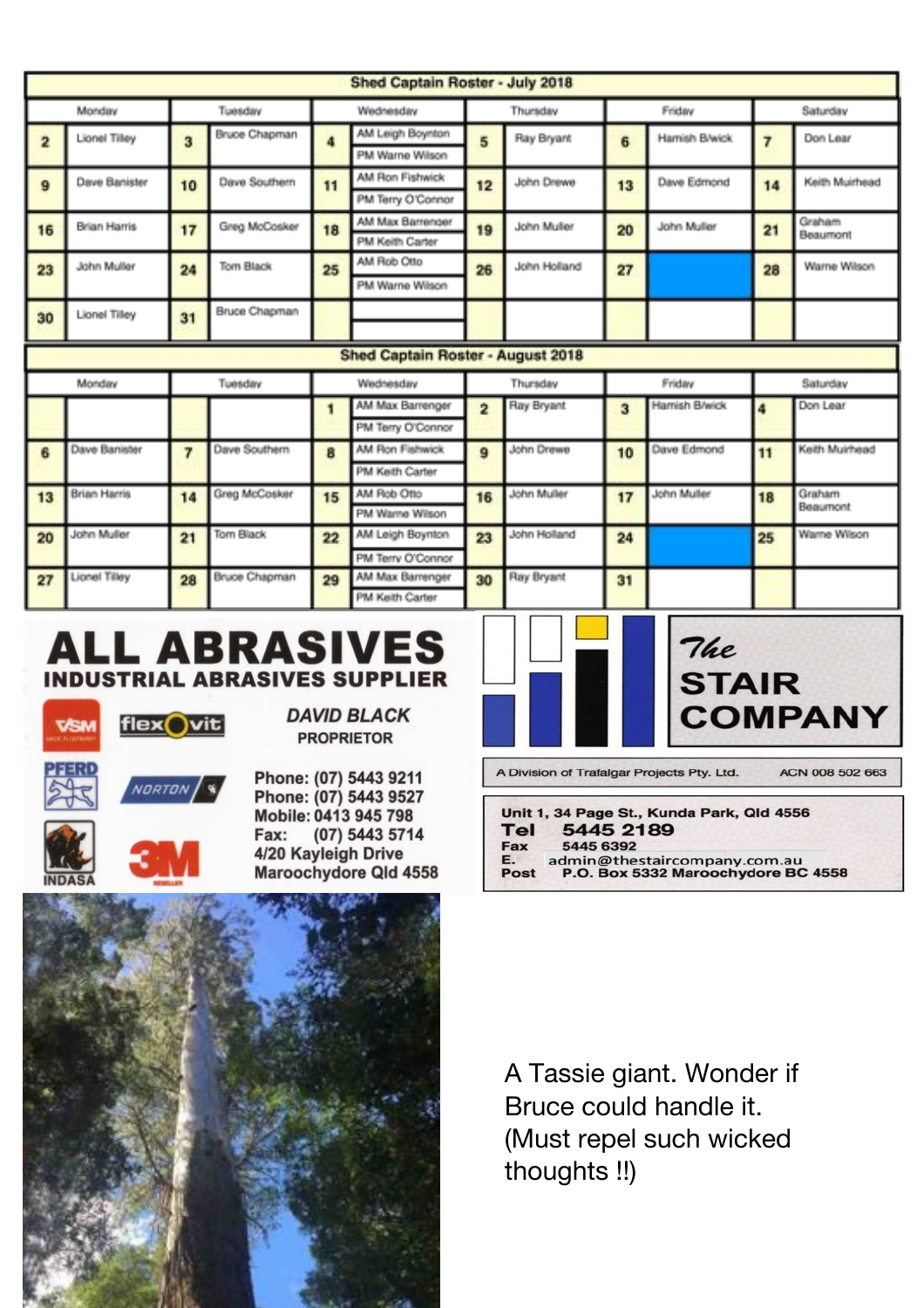## Shed Captain Roster - July 2018

| Monday | | Tuesday | | Wednesday | | Thursday | | Friday | | Saturday | |
|---|---|---|---|---|---|---|---|---|---|---|---|
| 2 | Lionel Tilley | 3 | Bruce Chapman | 4 | AM Leigh Boynton<br>PM Warne Wilson | 5 | Ray Bryant | 6 | Hamish B/wick | 7 | Don Lear |
| 9 | Dave Banister | 10 | Dave Southern | 11 | AM Ron Fishwick<br>PM Terry O'Connor | 12 | John Drewe | 13 | Dave Edmond | 14 | Keith Muirhead |
| 16 | Brian Harris | 17 | Greg McCosker | 18 | AM Max Barrenger<br>PM Keith Carter | 19 | John Muller | 20 | John Muller | 21 | Graham Beaumont |
| 23 | John Muller | 24 | Tom Black | 25 | AM Rob Otto<br>PM Warne Wilson | 26 | John Holland | 27 | | 28 | Warne Wilson |
| 30 | Lionel Tilley | 31 | Bruce Chapman | | | | | | | | |

## Shed Captain Roster - August 2018

| Monday | | Tuesday | | Wednesday | | Thursday | | Friday | | Saturday | |
|---|---|---|---|---|---|---|---|---|---|---|---|
| | | | | 1 | AM Max Barrenger<br>PM Terry O'Connor | 2 | Ray Bryant | 3 | Hamish B/wick | 4 | Don Lear |
| 6 | Dave Banister | 7 | Dave Southern | 8 | AM Ron Fishwick<br>PM Keith Carter | 9 | John Drewe | 10 | Dave Edmond | 11 | Keith Muirhead |
| 13 | Brian Harris | 14 | Greg McCosker | 15 | AM Rob Otto<br>PM Warne Wilson | 16 | John Muller | 17 | John Muller | 18 | Graham Beaumont |
| 20 | John Muller | 21 | Tom Black | 22 | AM Leigh Boynton<br>PM Terry O'Connor | 23 | John Holland | 24 | | 25 | Warne Wilson |
| 27 | Lionel Tilley | 28 | Bruce Chapman | 29 | AM Max Barrenger<br>PM Keith Carter | 30 | Ray Bryant | 31 | | | |

**ALL ABRASIVES**
**INDUSTRIAL ABRASIVES SUPPLIER**

VSM, flexovit, PFERD, NORTON, INDASA, 3M Reseller

*DAVID BLACK*
PROPRIETOR

Phone: (07) 5443 9211
Phone: (07) 5443 9527
Mobile: 0413 945 798
Fax: (07) 5443 5714
4/20 Kayleigh Drive
Maroochydore Qld 4558

**The STAIR COMPANY**

A Division of Trafalgar Projects Pty. Ltd. ACN 008 502 663

Unit 1, 34 Page St., Kunda Park, Qld 4556
Tel 5445 2189
Fax 5445 6392
E. admin@thestaircompany.com.au
Post P.O. Box 5332 Maroochydore BC 4558

A Tassie giant. Wonder if Bruce could handle it. (Must repel such wicked thoughts !!)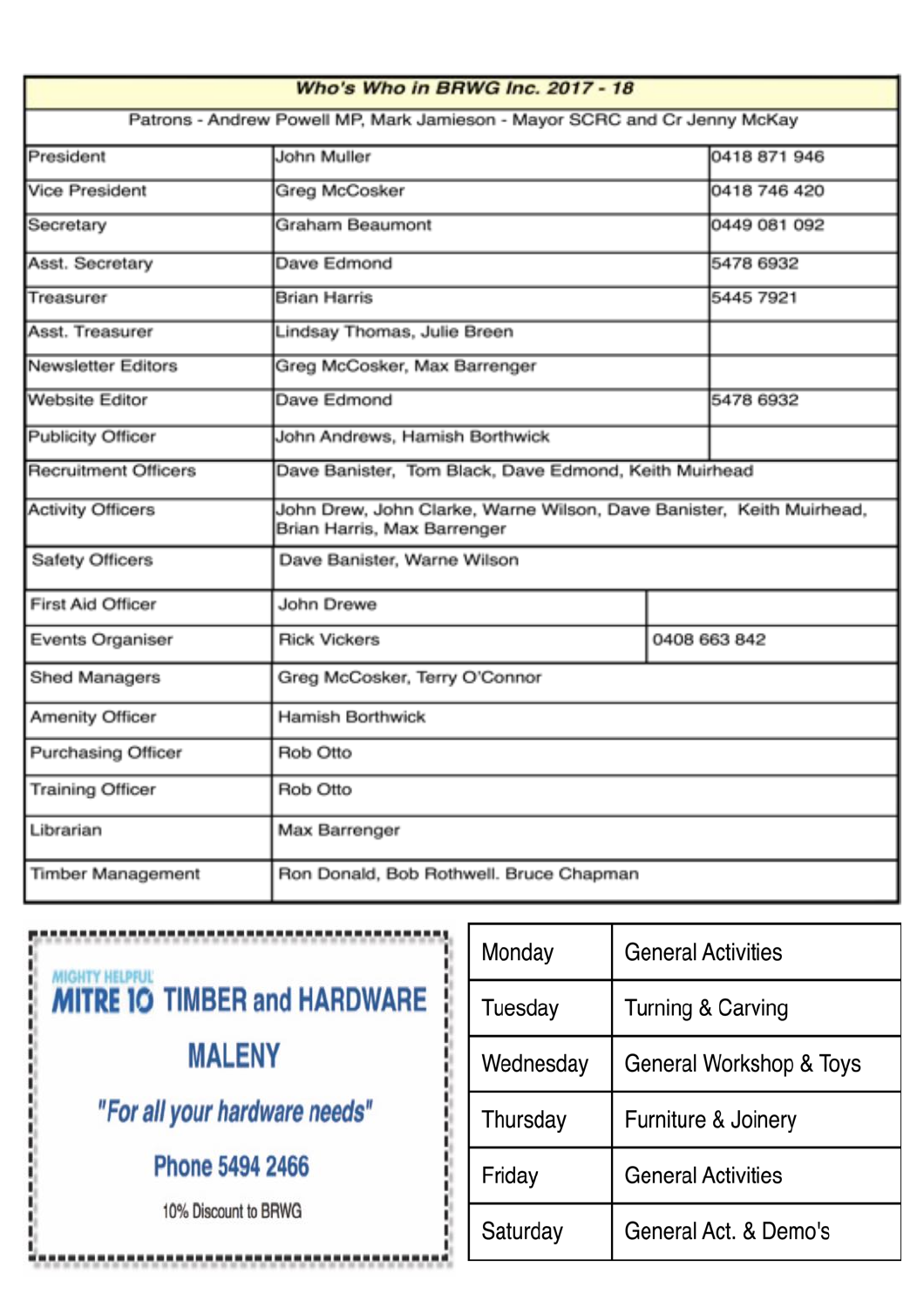## Who's Who in BRWG Inc. 2017 - 18

Patrons - Andrew Powell MP, Mark Jamieson - Mayor SCRC and Cr Jenny McKay

| | | |
|---|---|---|
| President | John Muller | 0418 871 946 |
| Vice President | Greg McCosker | 0418 746 420 |
| Secretary | Graham Beaumont | 0449 081 092 |
| Asst. Secretary | Dave Edmond | 5478 6932 |
| Treasurer | Brian Harris | 5445 7921 |
| Asst. Treasurer | Lindsay Thomas, Julie Breen | |
| Newsletter Editors | Greg McCosker, Max Barrenger | |
| Website Editor | Dave Edmond | 5478 6932 |
| Publicity Officer | John Andrews, Hamish Borthwick | |
| Recruitment Officers | Dave Banister, Tom Black, Dave Edmond, Keith Muirhead | |
| Activity Officers | John Drew, John Clarke, Warne Wilson, Dave Banister, Keith Muirhead, Brian Harris, Max Barrenger | |
| Safety Officers | Dave Banister, Warne Wilson | |
| First Aid Officer | John Drewe | |
| Events Organiser | Rick Vickers | 0408 663 842 |
| Shed Managers | Greg McCosker, Terry O'Connor | |
| Amenity Officer | Hamish Borthwick | |
| Purchasing Officer | Rob Otto | |
| Training Officer | Rob Otto | |
| Librarian | Max Barrenger | |
| Timber Management | Ron Donald, Bob Rothwell. Bruce Chapman | |

MIGHTY HELPFUL

**MITRE 10 TIMBER and HARDWARE**

**MALENY**

*"For all your hardware needs"*

**Phone 5494 2466**

10% Discount to BRWG

| | |
|---|---|
| Monday | General Activities |
| Tuesday | Turning & Carving |
| Wednesday | General Workshop & Toys |
| Thursday | Furniture & Joinery |
| Friday | General Activities |
| Saturday | General Act. & Demo's |